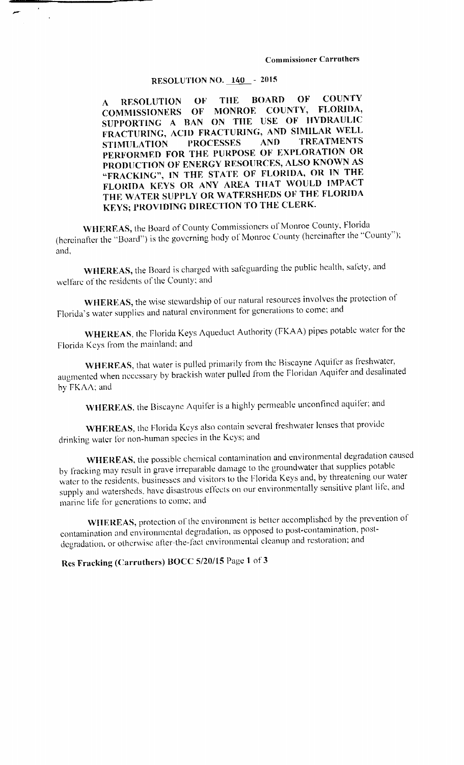Commissioner Carruthers

# RESOLUTION NO. 140 - 2015

**A RESOLUTION OF THE BOARD OF COUNTY COMMISSIONERS OF MONROE COUNTY, FLORIDA, SUPPORTING A BAN ON THE USE OF HYDRAULIC FRACTURING, ACID FRACTURING, AND SIMILAR WELL STIMULATION PROCESSES AND TREATMENTS PERFORMED FOR THE PURPOSE OF EXPLORATION OR PRODUCTION OF ENERGY RESOURCES, ALSO KNOWN AS "FRACKING", IN THE STATE OF FLORIDA, OR IN THE FLORIDA KEYS OR ANY AREA THAT WOULD IMPACT THE WATER SUPPLY OR WATERSHEDS OF THE FLORIDA KEYS; PROVIDING DIRECTION TO THE CLERK.**

**WHEREAS,** the Board of County Commissioners of Monroe County, Florida (hereinafter the "Board") is the governing body of Monroe County (hereinafter the "County"); and,

**WHEREAS,** the Board is charged with safeguarding the public health, safety, and welfare of the residents of the County; and

**WHEREAS,** the wise stewardship of our natural resources involves the protection of Florida's water supplies and natural environment for generations to come; and

**WHEREAS,** the Florida Keys Aqueduct Authority (FKAA) pipes potable water for the Florida Keys from the mainland; and

**WHEREAS,** that water is pulled primarily from the Biscayne Aquifer as freshwater, augmented when necessary by brackish water pulled from the Floridan Aquifer and desalinated by FKAA; and

**WHEREAS,** the Biscayne Aquifer is a highly permeable unconfined aquifer; and

**WHEREAS,** the Florida Keys also contain several freshwater lenses that provide drinking water for non-human species in the Keys; and

**WHEREAS,** the possible chemical contamination and environmental degradation caused by fracking may result in grave irreparable damage to the groundwater that supplies potable water to the residents, businesses and visitors to the Florida Keys and, by threatening our water supply and watersheds, have disastrous effects on our environmentally sensitive plant life, and marine life for generations to come; and

**WHEREAS,** protection of the environment is better accomplished by the prevention of contamination and environmental degradation, as opposed to post-contamination, post-degradation, or otherwise after-the-fact environmental cleanup and restoration; and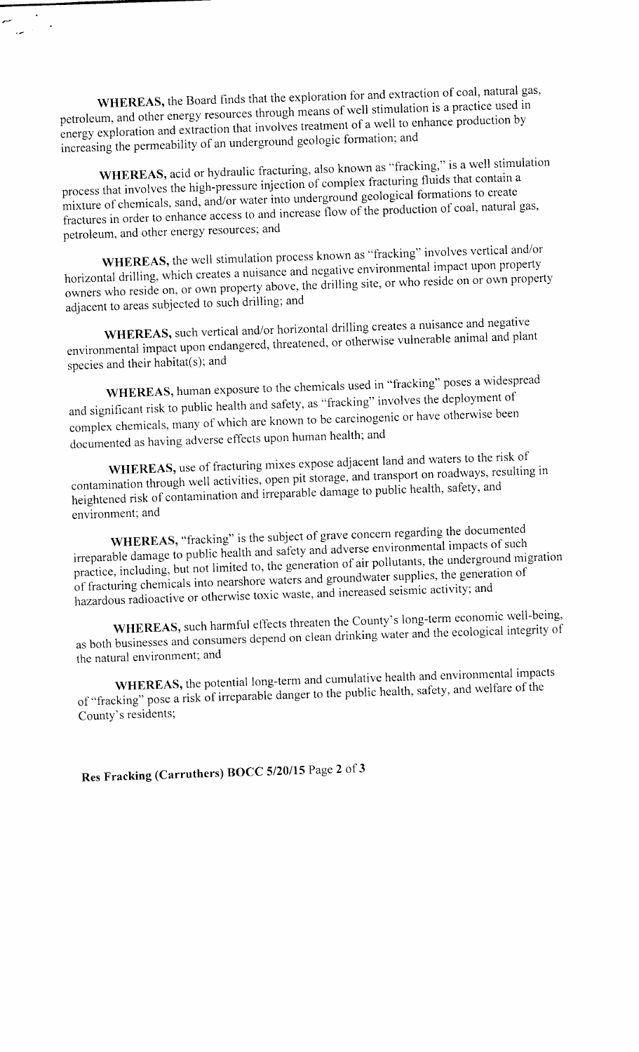**WHEREAS,** the Board finds that the exploration for and extraction of coal, natural gas, petroleum, and other energy resources through means of well stimulation is a practice used in energy exploration and extraction that involves treatment of a well to enhance production by increasing the permeability of an underground geologic formation; and

**WHEREAS,** acid or hydraulic fracturing, also known as "fracking," is a well stimulation process that involves the high-pressure injection of complex fracturing fluids that contain a mixture of chemicals, sand, and/or water into underground geological formations to create fractures in order to enhance access to and increase flow of the production of coal, natural gas, petroleum, and other energy resources; and

**WHEREAS,** the well stimulation process known as "fracking" involves vertical and/or horizontal drilling, which creates a nuisance and negative environmental impact upon property owners who reside on, or own property above, the drilling site, or who reside on or own property adjacent to areas subjected to such drilling; and

**WHEREAS,** such vertical and/or horizontal drilling creates a nuisance and negative environmental impact upon endangered, threatened, or otherwise vulnerable animal and plant species and their habitat(s); and

**WHEREAS,** human exposure to the chemicals used in "fracking" poses a widespread and significant risk to public health and safety, as "fracking" involves the deployment of complex chemicals, many of which are known to be carcinogenic or have otherwise been documented as having adverse effects upon human health; and

**WHEREAS,** use of fracturing mixes expose adjacent land and waters to the risk of contamination through well activities, open pit storage, and transport on roadways, resulting in heightened risk of contamination and irreparable damage to public health, safety, and environment; and

**WHEREAS,** "fracking" is the subject of grave concern regarding the documented irreparable damage to public health and safety and adverse environmental impacts of such practice, including, but not limited to, the generation of air pollutants, the underground migration of fracturing chemicals into nearshore waters and groundwater supplies, the generation of hazardous radioactive or otherwise toxic waste, and increased seismic activity; and

**WHEREAS,** such harmful effects threaten the County's long-term economic well-being, as both businesses and consumers depend on clean drinking water and the ecological integrity of the natural environment; and

**WHEREAS,** the potential long-term and cumulative health and environmental impacts of "fracking" pose a risk of irreparable danger to the public health, safety, and welfare of the County's residents;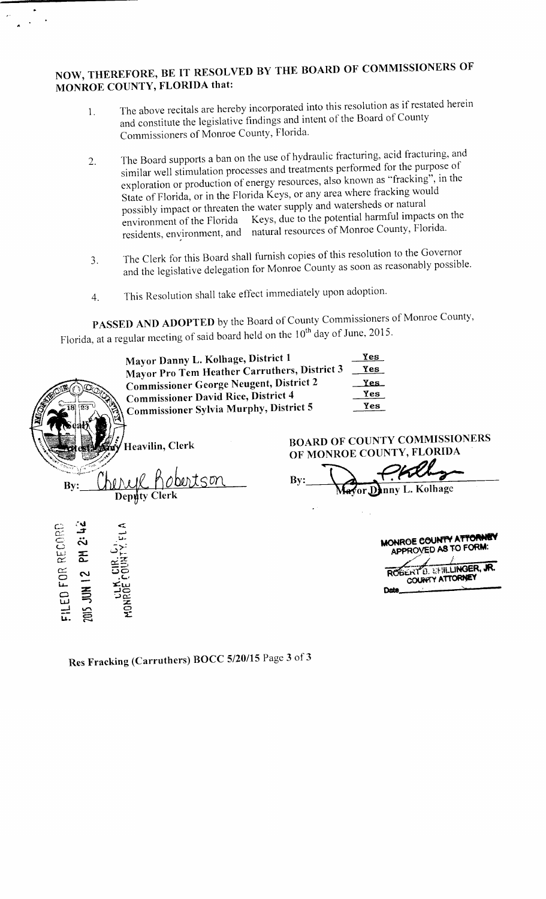**NOW, THEREFORE, BE IT RESOLVED BY THE BOARD OF COMMISSIONERS OF MONROE COUNTY, FLORIDA that:**

1. The above recitals are hereby incorporated into this resolution as if restated herein and constitute the legislative findings and intent of the Board of County Commissioners of Monroe County, Florida.

2. The Board supports a ban on the use of hydraulic fracturing, acid fracturing, and similar well stimulation processes and treatments performed for the purpose of exploration or production of energy resources, also known as "fracking", in the State of Florida, or in the Florida Keys, or any area where fracking would possibly impact or threaten the water supply and watersheds or natural environment of the Florida Keys, due to the potential harmful impacts on the residents, environment, and natural resources of Monroe County, Florida.

3. The Clerk for this Board shall furnish copies of this resolution to the Governor and the legislative delegation for Monroe County as soon as reasonably possible.

4. This Resolution shall take effect immediately upon adoption.

**PASSED AND ADOPTED** by the Board of County Commissioners of Monroe County, Florida, at a regular meeting of said board held on the 10th day of June, 2015.

| | |
|---|---|
| **Mayor Danny L. Kolhage, District 1** | **Yes** |
| **Mayor Pro Tem Heather Carruthers, District 3** | **Yes** |
| **Commissioner George Neugent, District 2** | **Yes** |
| **Commissioner David Rice, District 4** | **Yes** |
| **Commissioner Sylvia Murphy, District 5** | **Yes** |

(SEAL)
Attest: Amy Heavilin, Clerk

By: Cheryl Robertson
Deputy Clerk

**BOARD OF COUNTY COMMISSIONERS OF MONROE COUNTY, FLORIDA**

By: [signature]
Mayor Danny L. Kolhage

FILED FOR RECORD
2015 JUN 12 PM 2:42
CLK. CIR. CT.
MONROE COUNTY, FLA

MONROE COUNTY ATTORNEY
APPROVED AS TO FORM:
ROBERT B. SHILLINGER, JR.
COUNTY ATTORNEY
Date

**Res Fracking (Carruthers) BOCC 5/20/15**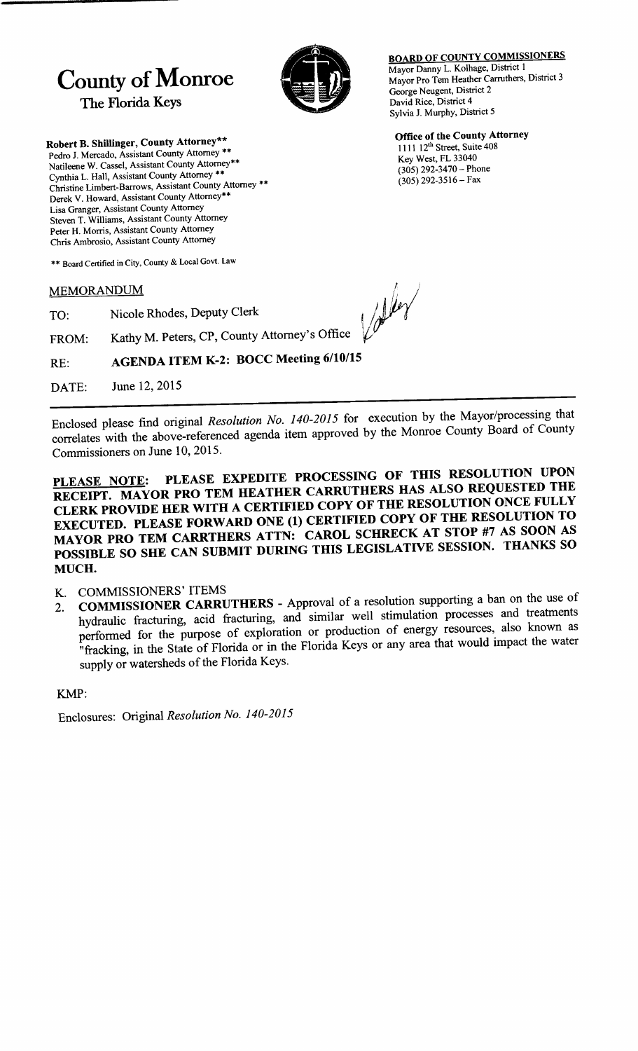# County of Monroe

The Florida Keys

**BOARD OF COUNTY COMMISSIONERS**
Mayor Danny L. Kolhage, District 1
Mayor Pro Tem Heather Carruthers, District 3
George Neugent, District 2
David Rice, District 4
Sylvia J. Murphy, District 5

**Robert B. Shillinger, County Attorney****
Pedro J. Mercado, Assistant County Attorney **
Natileene W. Cassel, Assistant County Attorney**
Cynthia L. Hall, Assistant County Attorney **
Christine Limbert-Barrows, Assistant County Attorney **
Derek V. Howard, Assistant County Attorney**
Lisa Granger, Assistant County Attorney
Steven T. Williams, Assistant County Attorney
Peter H. Morris, Assistant County Attorney
Chris Ambrosio, Assistant County Attorney

** Board Certified in City, County & Local Govt. Law

**Office of the County Attorney**
1111 12th Street, Suite 408
Key West, FL 33040
(305) 292-3470 – Phone
(305) 292-3516 – Fax

## MEMORANDUM

TO: Nicole Rhodes, Deputy Clerk

FROM: Kathy M. Peters, CP, County Attorney's Office

RE: **AGENDA ITEM K-2: BOCC Meeting 6/10/15**

DATE: June 12, 2015

Enclosed please find original *Resolution No. 140-2015* for execution by the Mayor/processing that correlates with the above-referenced agenda item approved by the Monroe County Board of County Commissioners on June 10, 2015.

**PLEASE NOTE: PLEASE EXPEDITE PROCESSING OF THIS RESOLUTION UPON RECEIPT. MAYOR PRO TEM HEATHER CARRUTHERS HAS ALSO REQUESTED THE CLERK PROVIDE HER WITH A CERTIFIED COPY OF THE RESOLUTION ONCE FULLY EXECUTED. PLEASE FORWARD ONE (1) CERTIFIED COPY OF THE RESOLUTION TO MAYOR PRO TEM CARRTHERS ATTN: CAROL SCHRECK AT STOP #7 AS SOON AS POSSIBLE SO SHE CAN SUBMIT DURING THIS LEGISLATIVE SESSION. THANKS SO MUCH.**

K. COMMISSIONERS' ITEMS

2. **COMMISSIONER CARRUTHERS** - Approval of a resolution supporting a ban on the use of hydraulic fracturing, acid fracturing, and similar well stimulation processes and treatments performed for the purpose of exploration or production of energy resources, also known as "fracking, in the State of Florida or in the Florida Keys or any area that would impact the water supply or watersheds of the Florida Keys.

KMP:

Enclosures: Original *Resolution No. 140-2015*